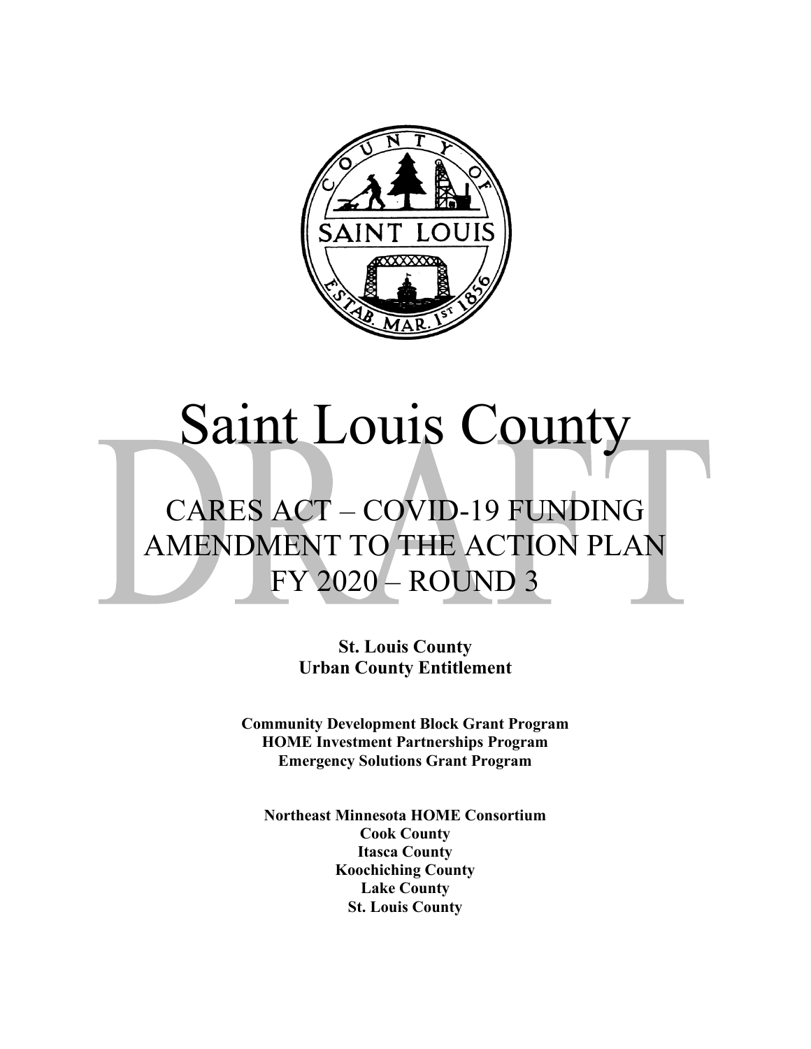# Saint Louis County

## CARES ACT – COVID-19 FUNDING AMENDMENT TO THE ACTION PLAN FY 2020 – ROUND 3

DRAFT

**St. Louis County**
**Urban County Entitlement**

**Community Development Block Grant Program**
**HOME Investment Partnerships Program**
**Emergency Solutions Grant Program**

**Northeast Minnesota HOME Consortium**
**Cook County**
**Itasca County**
**Koochiching County**
**Lake County**
**St. Louis County**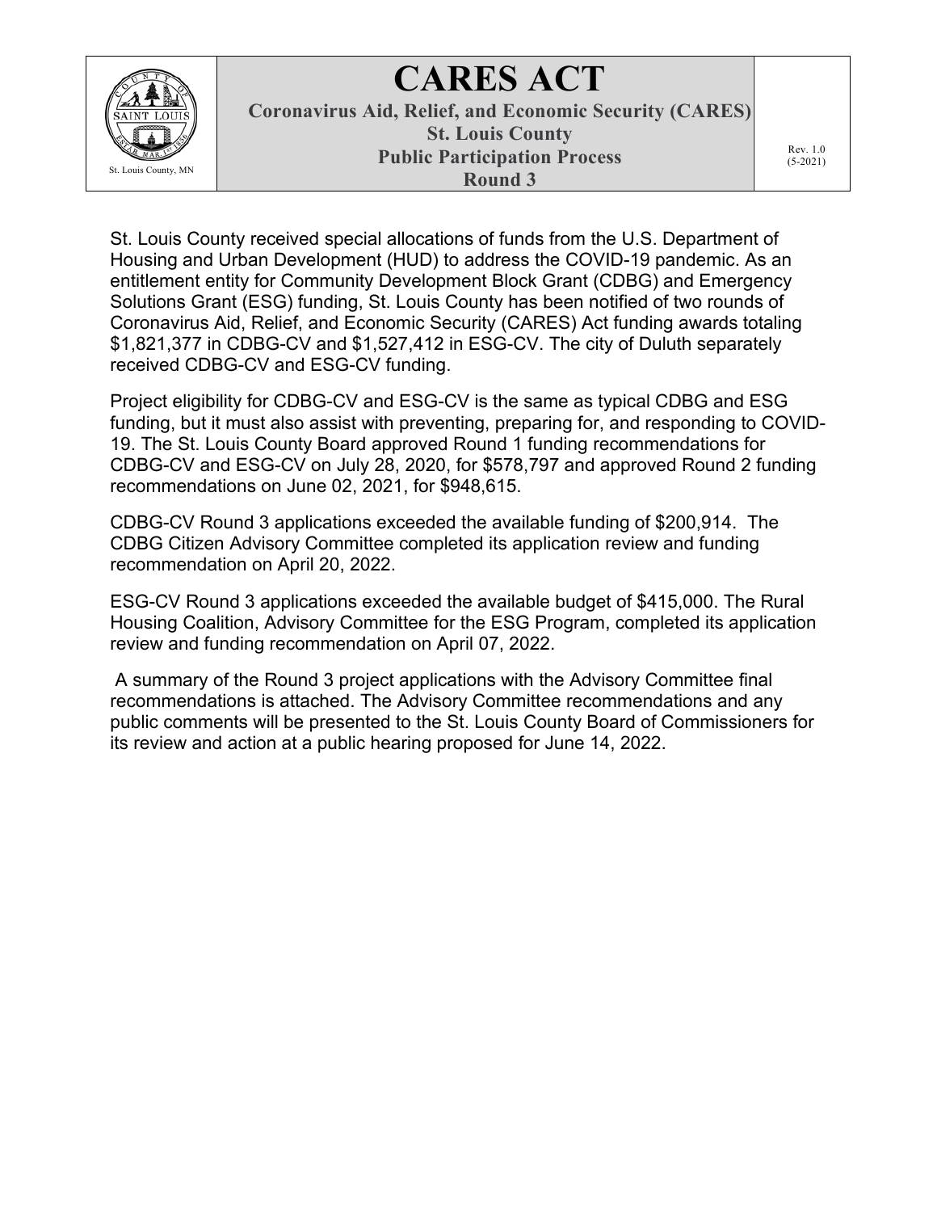# CARES ACT

**Coronavirus Aid, Relief, and Economic Security (CARES)**
**St. Louis County**
**Public Participation Process**
**Round 3**

St. Louis County, MN

Rev. 1.0 (5-2021)

St. Louis County received special allocations of funds from the U.S. Department of Housing and Urban Development (HUD) to address the COVID-19 pandemic. As an entitlement entity for Community Development Block Grant (CDBG) and Emergency Solutions Grant (ESG) funding, St. Louis County has been notified of two rounds of Coronavirus Aid, Relief, and Economic Security (CARES) Act funding awards totaling $1,821,377 in CDBG-CV and $1,527,412 in ESG-CV. The city of Duluth separately received CDBG-CV and ESG-CV funding.

Project eligibility for CDBG-CV and ESG-CV is the same as typical CDBG and ESG funding, but it must also assist with preventing, preparing for, and responding to COVID-19. The St. Louis County Board approved Round 1 funding recommendations for CDBG-CV and ESG-CV on July 28, 2020, for $578,797 and approved Round 2 funding recommendations on June 02, 2021, for $948,615.

CDBG-CV Round 3 applications exceeded the available funding of $200,914. The CDBG Citizen Advisory Committee completed its application review and funding recommendation on April 20, 2022.

ESG-CV Round 3 applications exceeded the available budget of $415,000. The Rural Housing Coalition, Advisory Committee for the ESG Program, completed its application review and funding recommendation on April 07, 2022.

A summary of the Round 3 project applications with the Advisory Committee final recommendations is attached. The Advisory Committee recommendations and any public comments will be presented to the St. Louis County Board of Commissioners for its review and action at a public hearing proposed for June 14, 2022.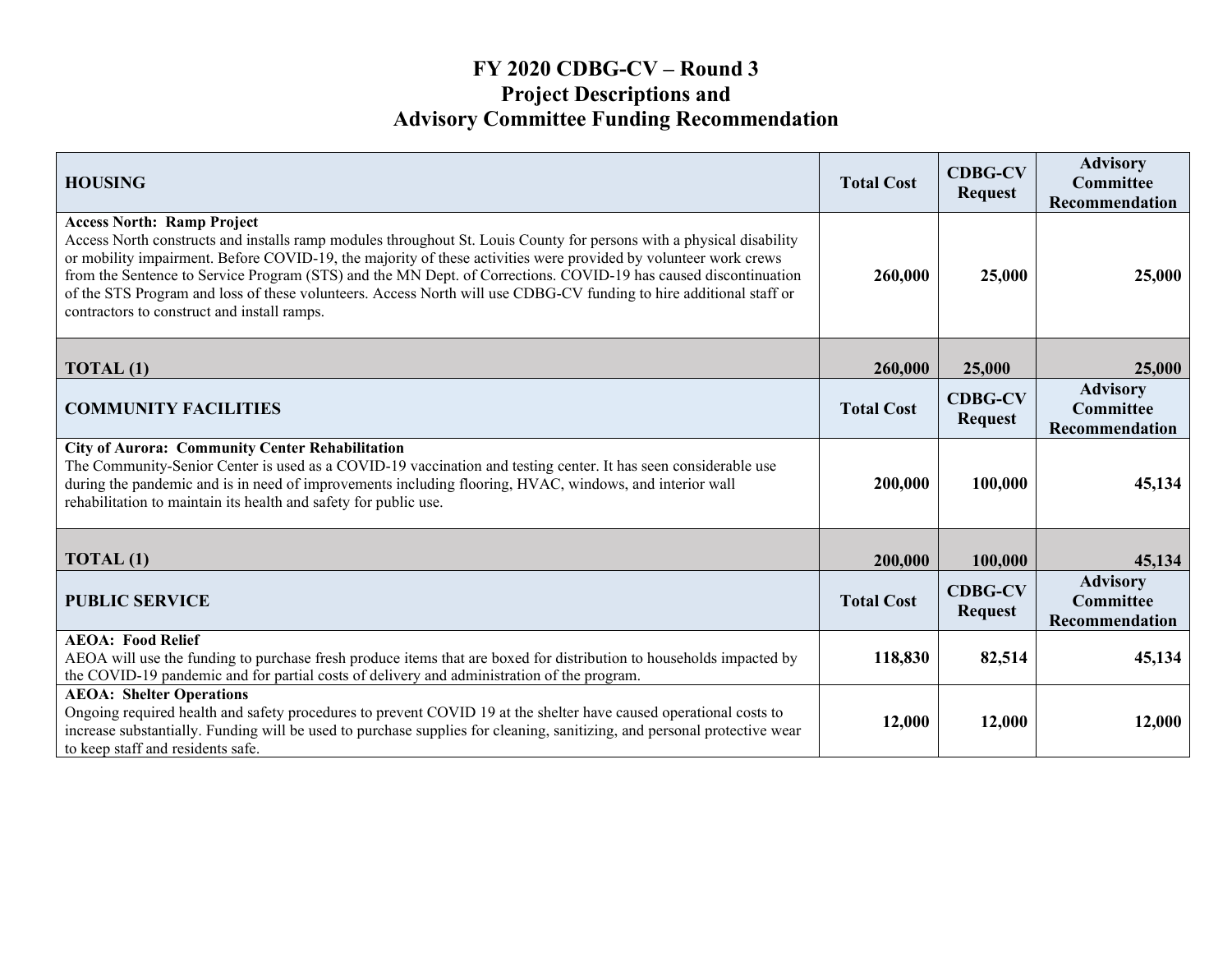# FY 2020 CDBG-CV – Round 3
## Project Descriptions and
## Advisory Committee Funding Recommendation

| HOUSING | Total Cost | CDBG-CV Request | Advisory Committee Recommendation |
|---|---|---|---|
| **Access North: Ramp Project**<br>Access North constructs and installs ramp modules throughout St. Louis County for persons with a physical disability or mobility impairment. Before COVID-19, the majority of these activities were provided by volunteer work crews from the Sentence to Service Program (STS) and the MN Dept. of Corrections. COVID-19 has caused discontinuation of the STS Program and loss of these volunteers. Access North will use CDBG-CV funding to hire additional staff or contractors to construct and install ramps. | **260,000** | **25,000** | **25,000** |
| **TOTAL (1)** | **260,000** | **25,000** | **25,000** |

| COMMUNITY FACILITIES | Total Cost | CDBG-CV Request | Advisory Committee Recommendation |
|---|---|---|---|
| **City of Aurora: Community Center Rehabilitation**<br>The Community-Senior Center is used as a COVID-19 vaccination and testing center. It has seen considerable use during the pandemic and is in need of improvements including flooring, HVAC, windows, and interior wall rehabilitation to maintain its health and safety for public use. | **200,000** | **100,000** | **45,134** |
| **TOTAL (1)** | **200,000** | **100,000** | **45,134** |

| PUBLIC SERVICE | Total Cost | CDBG-CV Request | Advisory Committee Recommendation |
|---|---|---|---|
| **AEOA: Food Relief**<br>AEOA will use the funding to purchase fresh produce items that are boxed for distribution to households impacted by the COVID-19 pandemic and for partial costs of delivery and administration of the program. | **118,830** | **82,514** | **45,134** |
| **AEOA: Shelter Operations**<br>Ongoing required health and safety procedures to prevent COVID 19 at the shelter have caused operational costs to increase substantially. Funding will be used to purchase supplies for cleaning, sanitizing, and personal protective wear to keep staff and residents safe. | **12,000** | **12,000** | **12,000** |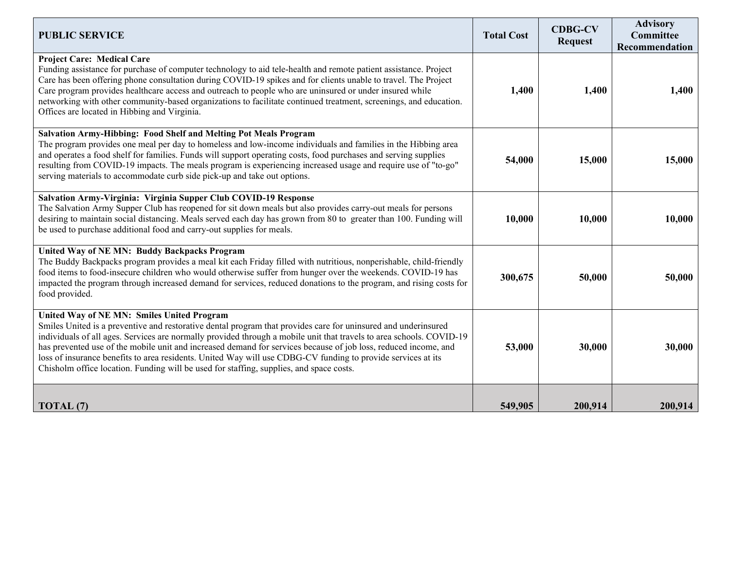| PUBLIC SERVICE | Total Cost | CDBG-CV Request | Advisory Committee Recommendation |
|---|---|---|---|
| **Project Care: Medical Care** Funding assistance for purchase of computer technology to aid tele-health and remote patient assistance. Project Care has been offering phone consultation during COVID-19 spikes and for clients unable to travel. The Project Care program provides healthcare access and outreach to people who are uninsured or under insured while networking with other community-based organizations to facilitate continued treatment, screenings, and education. Offices are located in Hibbing and Virginia. | **1,400** | **1,400** | **1,400** |
| **Salvation Army-Hibbing: Food Shelf and Melting Pot Meals Program** The program provides one meal per day to homeless and low-income individuals and families in the Hibbing area and operates a food shelf for families. Funds will support operating costs, food purchases and serving supplies resulting from COVID-19 impacts. The meals program is experiencing increased usage and require use of "to-go" serving materials to accommodate curb side pick-up and take out options. | **54,000** | **15,000** | **15,000** |
| **Salvation Army-Virginia: Virginia Supper Club COVID-19 Response** The Salvation Army Supper Club has reopened for sit down meals but also provides carry-out meals for persons desiring to maintain social distancing. Meals served each day has grown from 80 to greater than 100. Funding will be used to purchase additional food and carry-out supplies for meals. | **10,000** | **10,000** | **10,000** |
| **United Way of NE MN: Buddy Backpacks Program** The Buddy Backpacks program provides a meal kit each Friday filled with nutritious, nonperishable, child-friendly food items to food-insecure children who would otherwise suffer from hunger over the weekends. COVID-19 has impacted the program through increased demand for services, reduced donations to the program, and rising costs for food provided. | **300,675** | **50,000** | **50,000** |
| **United Way of NE MN: Smiles United Program** Smiles United is a preventive and restorative dental program that provides care for uninsured and underinsured individuals of all ages. Services are normally provided through a mobile unit that travels to area schools. COVID-19 has prevented use of the mobile unit and increased demand for services because of job loss, reduced income, and loss of insurance benefits to area residents. United Way will use CDBG-CV funding to provide services at its Chisholm office location. Funding will be used for staffing, supplies, and space costs. | **53,000** | **30,000** | **30,000** |
| **TOTAL (7)** | **549,905** | **200,914** | **200,914** |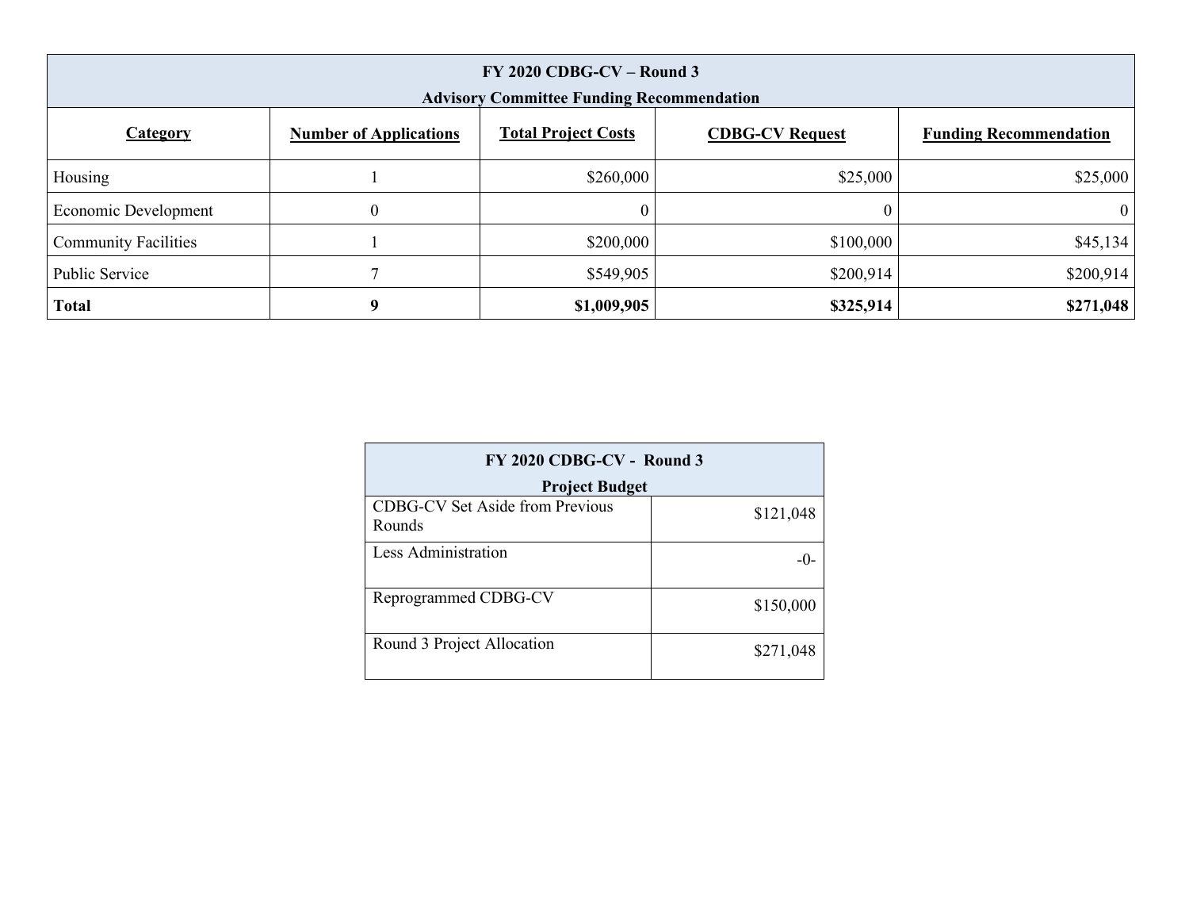| FY 2020 CDBG-CV – Round 3<br>Advisory Committee Funding Recommendation | | | | |
|---|---|---|---|---|
| **Category** | **Number of Applications** | **Total Project Costs** | **CDBG-CV Request** | **Funding Recommendation** |
| Housing | 1 | $260,000 | $25,000 | $25,000 |
| Economic Development | 0 | 0 | 0 | 0 |
| Community Facilities | 1 | $200,000 | $100,000 | $45,134 |
| Public Service | 7 | $549,905 | $200,914 | $200,914 |
| **Total** | **9** | **$1,009,905** | **$325,914** | **$271,048** |

| FY 2020 CDBG-CV - Round 3<br>Project Budget | |
|---|---|
| CDBG-CV Set Aside from Previous Rounds | $121,048 |
| Less Administration | -0- |
| Reprogrammed CDBG-CV | $150,000 |
| Round 3 Project Allocation | $271,048 |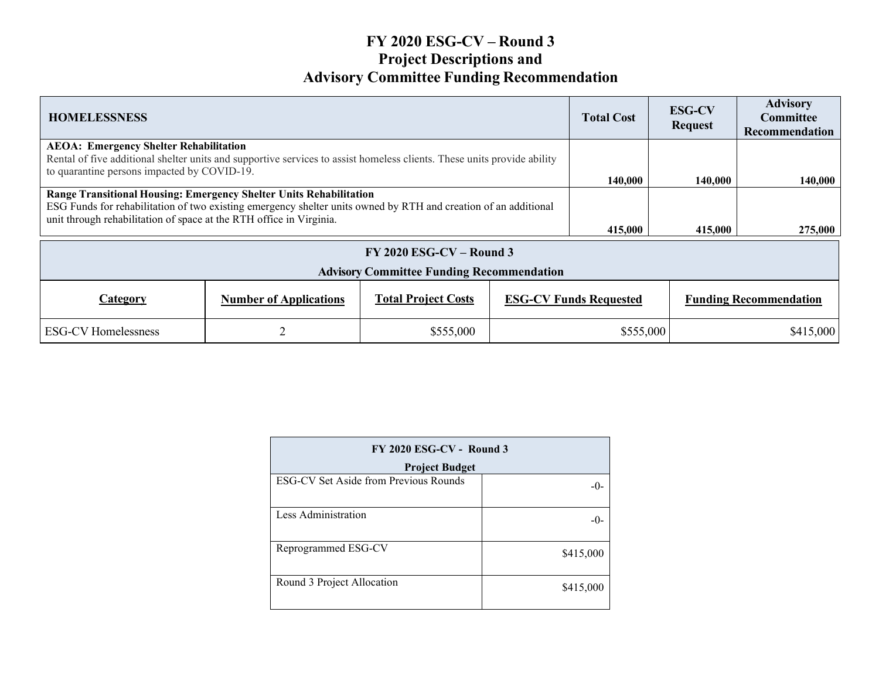# FY 2020 ESG-CV – Round 3
## Project Descriptions and
## Advisory Committee Funding Recommendation

| HOMELESSNESS | Total Cost | ESG-CV Request | Advisory Committee Recommendation |
|---|---|---|---|
| **AEOA: Emergency Shelter Rehabilitation**<br>Rental of five additional shelter units and supportive services to assist homeless clients. These units provide ability to quarantine persons impacted by COVID-19. | **140,000** | **140,000** | **140,000** |
| **Range Transitional Housing: Emergency Shelter Units Rehabilitation**<br>ESG Funds for rehabilitation of two existing emergency shelter units owned by RTH and creation of an additional unit through rehabilitation of space at the RTH office in Virginia. | **415,000** | **415,000** | **275,000** |

**FY 2020 ESG-CV – Round 3**
**Advisory Committee Funding Recommendation**

| Category | Number of Applications | Total Project Costs | ESG-CV Funds Requested | Funding Recommendation |
|---|---|---|---|---|
| ESG-CV Homelessness | 2 | $555,000 | $555,000 | $415,000 |

| FY 2020 ESG-CV - Round 3<br>Project Budget | |
|---|---|
| ESG-CV Set Aside from Previous Rounds | -0- |
| Less Administration | -0- |
| Reprogrammed ESG-CV | $415,000 |
| Round 3 Project Allocation | $415,000 |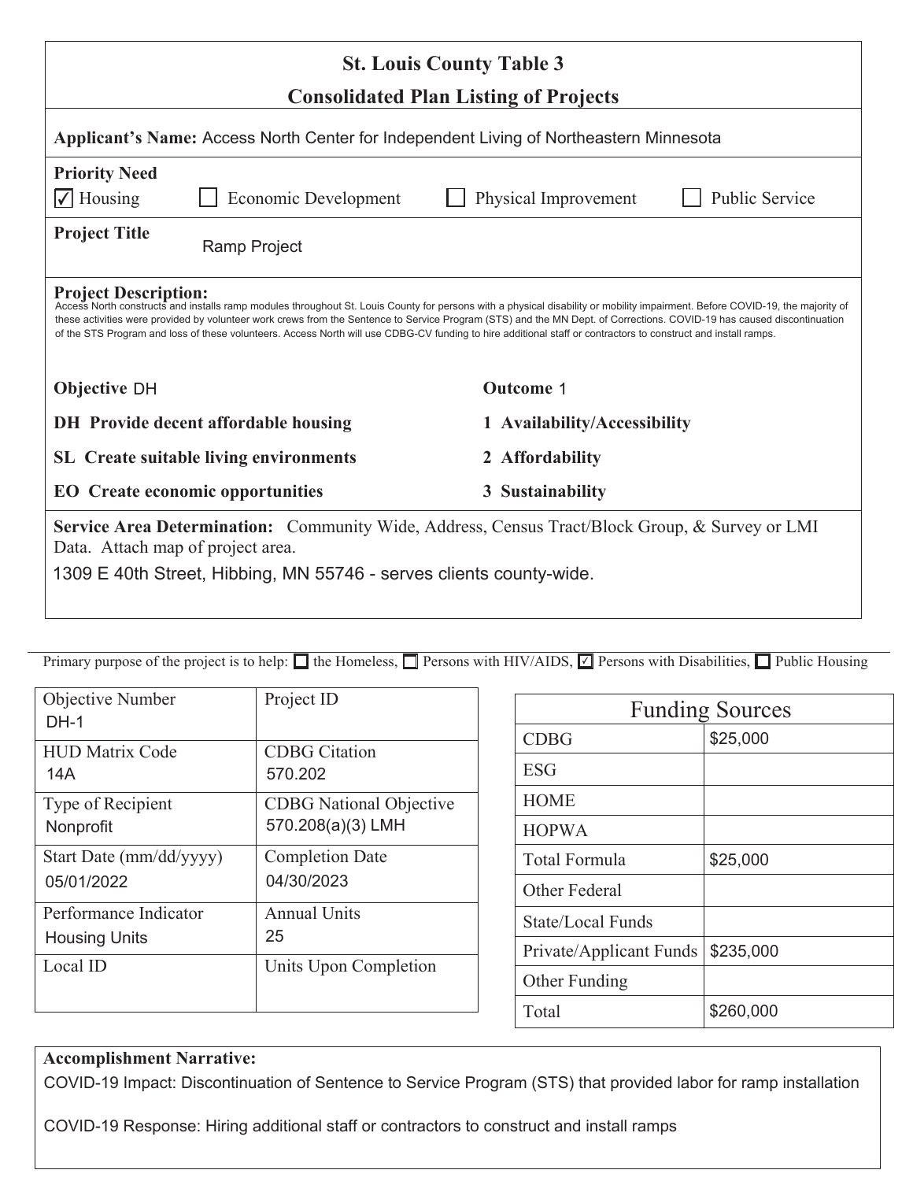# St. Louis County Table 3

## Consolidated Plan Listing of Projects

**Applicant's Name:** Access North Center for Independent Living of Northeastern Minnesota

**Priority Need**

☑ Housing ☐ Economic Development ☐ Physical Improvement ☐ Public Service

**Project Title** Ramp Project

**Project Description:**
Access North constructs and installs ramp modules throughout St. Louis County for persons with a physical disability or mobility impairment. Before COVID-19, the majority of these activities were provided by volunteer work crews from the Sentence to Service Program (STS) and the MN Dept. of Corrections. COVID-19 has caused discontinuation of the STS Program and loss of these volunteers. Access North will use CDBG-CV funding to hire additional staff or contractors to construct and install ramps.

| **Objective** DH | **Outcome** 1 |
|---|---|
| **DH Provide decent affordable housing** | **1 Availability/Accessibility** |
| **SL Create suitable living environments** | **2 Affordability** |
| **EO Create economic opportunities** | **3 Sustainability** |

**Service Area Determination:** Community Wide, Address, Census Tract/Block Group, & Survey or LMI Data. Attach map of project area.

1309 E 40th Street, Hibbing, MN 55746 - serves clients county-wide.

Primary purpose of the project is to help: ☐ the Homeless, ☐ Persons with HIV/AIDS, ☑ Persons with Disabilities, ☐ Public Housing

| Objective Number | Project ID |
|---|---|
| DH-1 | |
| **HUD Matrix Code** | **CDBG Citation** |
| 14A | 570.202 |
| **Type of Recipient** | **CDBG National Objective** |
| Nonprofit | 570.208(a)(3) LMH |
| **Start Date (mm/dd/yyyy)** | **Completion Date** |
| 05/01/2022 | 04/30/2023 |
| **Performance Indicator** | **Annual Units** |
| Housing Units | 25 |
| **Local ID** | **Units Upon Completion** |
| | |

| Funding Sources | |
|---|---|
| CDBG | $25,000 |
| ESG | |
| HOME | |
| HOPWA | |
| Total Formula | $25,000 |
| Other Federal | |
| State/Local Funds | |
| Private/Applicant Funds | $235,000 |
| Other Funding | |
| Total | $260,000 |

**Accomplishment Narrative:**

COVID-19 Impact: Discontinuation of Sentence to Service Program (STS) that provided labor for ramp installation

COVID-19 Response: Hiring additional staff or contractors to construct and install ramps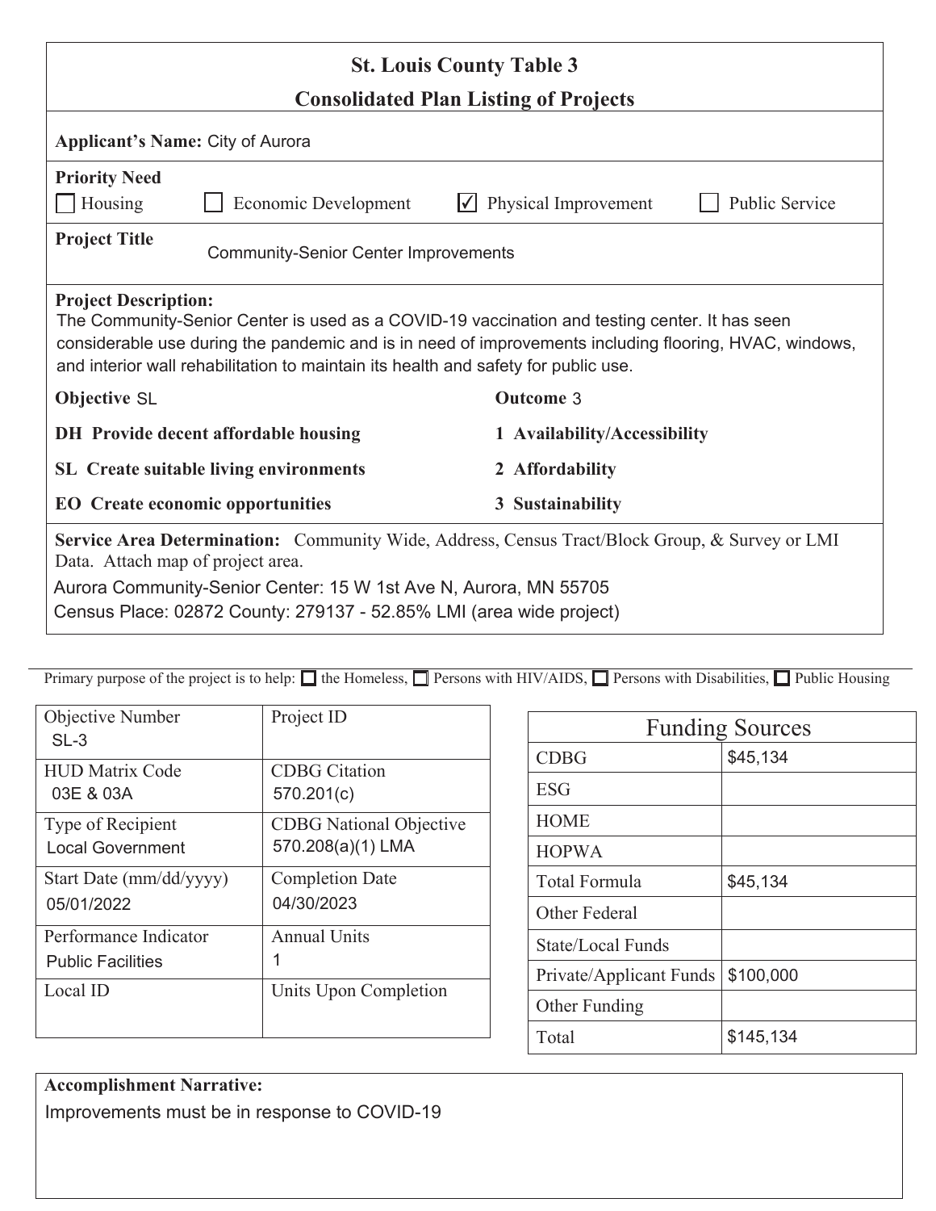# St. Louis County Table 3

## Consolidated Plan Listing of Projects

**Applicant's Name:** City of Aurora

**Priority Need**

☐ Housing ☐ Economic Development ☑ Physical Improvement ☐ Public Service

**Project Title** Community-Senior Center Improvements

**Project Description:**
The Community-Senior Center is used as a COVID-19 vaccination and testing center. It has seen considerable use during the pandemic and is in need of improvements including flooring, HVAC, windows, and interior wall rehabilitation to maintain its health and safety for public use.

| Objective SL | Outcome 3 |
|---|---|
| DH Provide decent affordable housing | 1 Availability/Accessibility |
| SL Create suitable living environments | 2 Affordability |
| EO Create economic opportunities | 3 Sustainability |

**Service Area Determination:** Community Wide, Address, Census Tract/Block Group, & Survey or LMI Data. Attach map of project area.

Aurora Community-Senior Center: 15 W 1st Ave N, Aurora, MN 55705
Census Place: 02872 County: 279137 - 52.85% LMI (area wide project)

Primary purpose of the project is to help: ☐ the Homeless, ☐ Persons with HIV/AIDS, ☐ Persons with Disabilities, ☐ Public Housing

| Objective Number | Project ID |
|---|---|
| SL-3 | |
| **HUD Matrix Code** | **CDBG Citation** |
| 03E & 03A | 570.201(c) |
| **Type of Recipient** | **CDBG National Objective** |
| Local Government | 570.208(a)(1) LMA |
| **Start Date (mm/dd/yyyy)** | **Completion Date** |
| 05/01/2022 | 04/30/2023 |
| **Performance Indicator** | **Annual Units** |
| Public Facilities | 1 |
| **Local ID** | **Units Upon Completion** |
| | |

| Funding Sources | |
|---|---|
| CDBG | $45,134 |
| ESG | |
| HOME | |
| HOPWA | |
| Total Formula | $45,134 |
| Other Federal | |
| State/Local Funds | |
| Private/Applicant Funds | $100,000 |
| Other Funding | |
| Total | $145,134 |

**Accomplishment Narrative:**
Improvements must be in response to COVID-19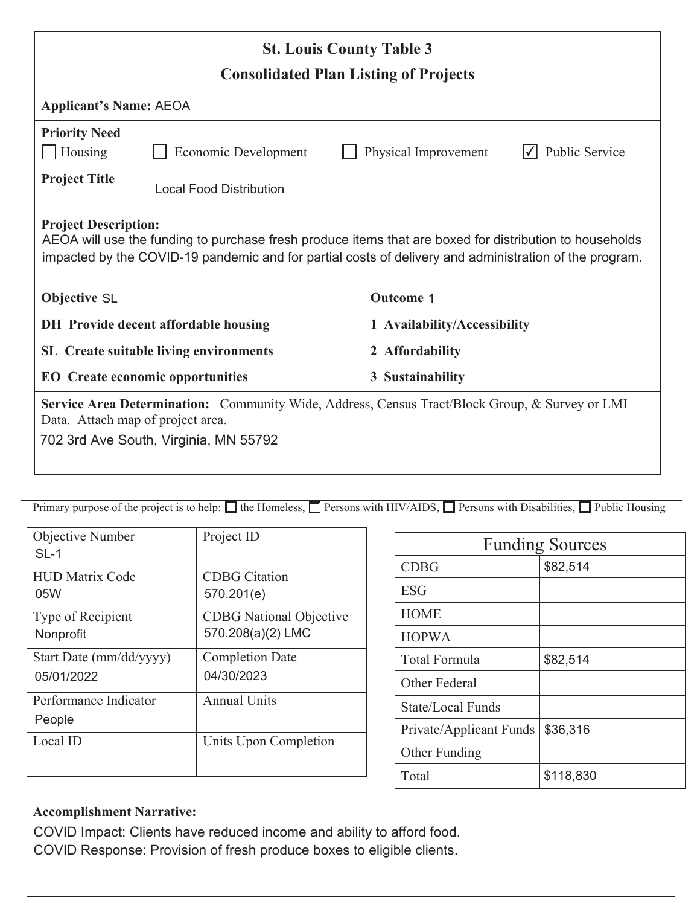# St. Louis County Table 3
## Consolidated Plan Listing of Projects

**Applicant's Name:** AEOA

**Priority Need**

☐ Housing ☐ Economic Development ☐ Physical Improvement ☑ Public Service

**Project Title** Local Food Distribution

**Project Description:**
AEOA will use the funding to purchase fresh produce items that are boxed for distribution to households impacted by the COVID-19 pandemic and for partial costs of delivery and administration of the program.

**Objective** SL

**DH Provide decent affordable housing**

**SL Create suitable living environments**

**EO Create economic opportunities**

**Outcome** 1

**1 Availability/Accessibility**

**2 Affordability**

**3 Sustainability**

**Service Area Determination:** Community Wide, Address, Census Tract/Block Group, & Survey or LMI Data. Attach map of project area.

702 3rd Ave South, Virginia, MN 55792

Primary purpose of the project is to help: ☐ the Homeless, ☐ Persons with HIV/AIDS, ☐ Persons with Disabilities, ☐ Public Housing

| Objective Number | Project ID |
|---|---|
| SL-1 | |
| **HUD Matrix Code** | **CDBG Citation** |
| 05W | 570.201(e) |
| **Type of Recipient** | **CDBG National Objective** |
| Nonprofit | 570.208(a)(2) LMC |
| **Start Date (mm/dd/yyyy)** | **Completion Date** |
| 05/01/2022 | 04/30/2023 |
| **Performance Indicator** | **Annual Units** |
| People | |
| **Local ID** | **Units Upon Completion** |
| | |

| Funding Sources | |
|---|---|
| CDBG | $82,514 |
| ESG | |
| HOME | |
| HOPWA | |
| Total Formula | $82,514 |
| Other Federal | |
| State/Local Funds | |
| Private/Applicant Funds | $36,316 |
| Other Funding | |
| Total | $118,830 |

**Accomplishment Narrative:**

COVID Impact: Clients have reduced income and ability to afford food.
COVID Response: Provision of fresh produce boxes to eligible clients.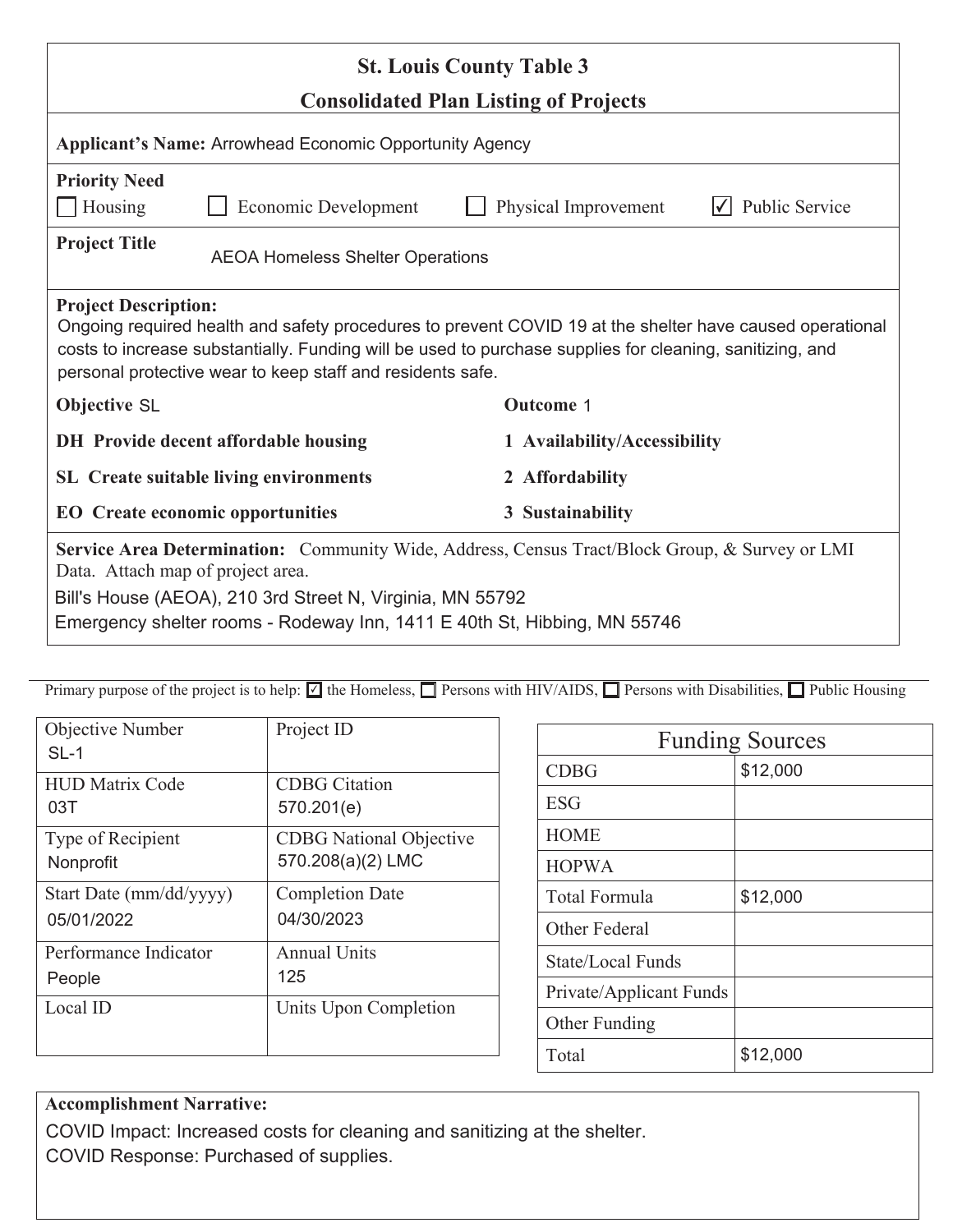# St. Louis County Table 3

## Consolidated Plan Listing of Projects

**Applicant's Name:** Arrowhead Economic Opportunity Agency

**Priority Need**

☐ Housing ☐ Economic Development ☐ Physical Improvement ☑ Public Service

**Project Title** AEOA Homeless Shelter Operations

**Project Description:**
Ongoing required health and safety procedures to prevent COVID 19 at the shelter have caused operational costs to increase substantially. Funding will be used to purchase supplies for cleaning, sanitizing, and personal protective wear to keep staff and residents safe.

| **Objective** SL | **Outcome** 1 |
| --- | --- |
| **DH Provide decent affordable housing** | **1 Availability/Accessibility** |
| **SL Create suitable living environments** | **2 Affordability** |
| **EO Create economic opportunities** | **3 Sustainability** |

**Service Area Determination:** Community Wide, Address, Census Tract/Block Group, & Survey or LMI Data. Attach map of project area.

Bill's House (AEOA), 210 3rd Street N, Virginia, MN 55792
Emergency shelter rooms - Rodeway Inn, 1411 E 40th St, Hibbing, MN 55746

Primary purpose of the project is to help: ☑ the Homeless, ☐ Persons with HIV/AIDS, ☐ Persons with Disabilities, ☐ Public Housing

| Objective Number | Project ID |
| --- | --- |
| SL-1 | |
| **HUD Matrix Code** 03T | **CDBG Citation** 570.201(e) |
| **Type of Recipient** Nonprofit | **CDBG National Objective** 570.208(a)(2) LMC |
| **Start Date (mm/dd/yyyy)** 05/01/2022 | **Completion Date** 04/30/2023 |
| **Performance Indicator** People | **Annual Units** 125 |
| **Local ID** | **Units Upon Completion** |

| Funding Sources | |
| --- | --- |
| CDBG | $12,000 |
| ESG | |
| HOME | |
| HOPWA | |
| Total Formula | $12,000 |
| Other Federal | |
| State/Local Funds | |
| Private/Applicant Funds | |
| Other Funding | |
| Total | $12,000 |

**Accomplishment Narrative:**
COVID Impact: Increased costs for cleaning and sanitizing at the shelter.
COVID Response: Purchased of supplies.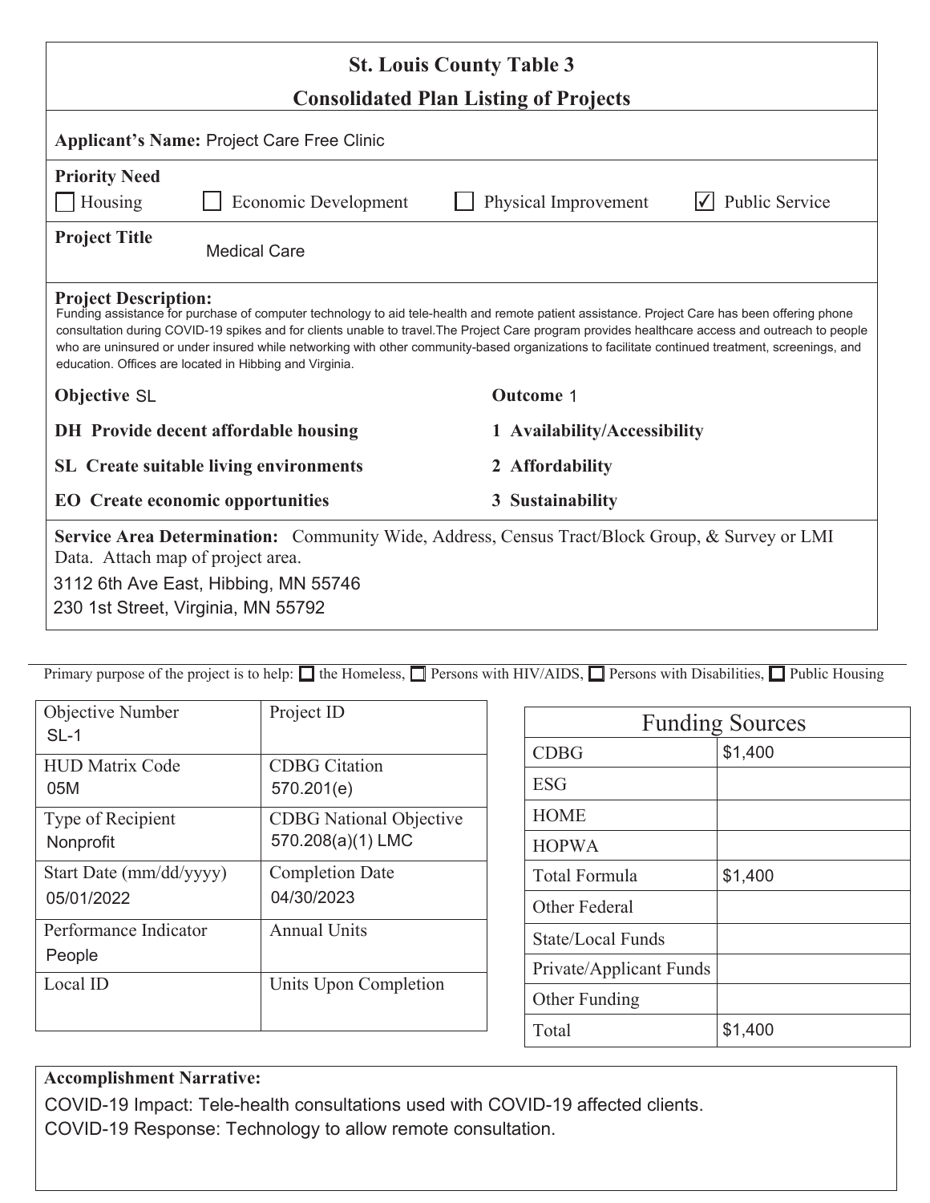# St. Louis County Table 3

## Consolidated Plan Listing of Projects

**Applicant's Name:** Project Care Free Clinic

**Priority Need**

☐ Housing ☐ Economic Development ☐ Physical Improvement ☑ Public Service

**Project Title** Medical Care

**Project Description:**
Funding assistance for purchase of computer technology to aid tele-health and remote patient assistance. Project Care has been offering phone consultation during COVID-19 spikes and for clients unable to travel.The Project Care program provides healthcare access and outreach to people who are uninsured or under insured while networking with other community-based organizations to facilitate continued treatment, screenings, and education. Offices are located in Hibbing and Virginia.

| **Objective** SL | **Outcome** 1 |
|---|---|
| **DH Provide decent affordable housing** | **1 Availability/Accessibility** |
| **SL Create suitable living environments** | **2 Affordability** |
| **EO Create economic opportunities** | **3 Sustainability** |

**Service Area Determination:** Community Wide, Address, Census Tract/Block Group, & Survey or LMI Data. Attach map of project area.

3112 6th Ave East, Hibbing, MN 55746
230 1st Street, Virginia, MN 55792

Primary purpose of the project is to help: ☐ the Homeless, ☐ Persons with HIV/AIDS, ☐ Persons with Disabilities, ☐ Public Housing

| Objective Number SL-1 | Project ID |
|---|---|
| HUD Matrix Code 05M | CDBG Citation 570.201(e) |
| Type of Recipient Nonprofit | CDBG National Objective 570.208(a)(1) LMC |
| Start Date (mm/dd/yyyy) 05/01/2022 | Completion Date 04/30/2023 |
| Performance Indicator People | Annual Units |
| Local ID | Units Upon Completion |

| Funding Sources | |
|---|---|
| CDBG | $1,400 |
| ESG | |
| HOME | |
| HOPWA | |
| Total Formula | $1,400 |
| Other Federal | |
| State/Local Funds | |
| Private/Applicant Funds | |
| Other Funding | |
| Total | $1,400 |

**Accomplishment Narrative:**
COVID-19 Impact: Tele-health consultations used with COVID-19 affected clients.
COVID-19 Response: Technology to allow remote consultation.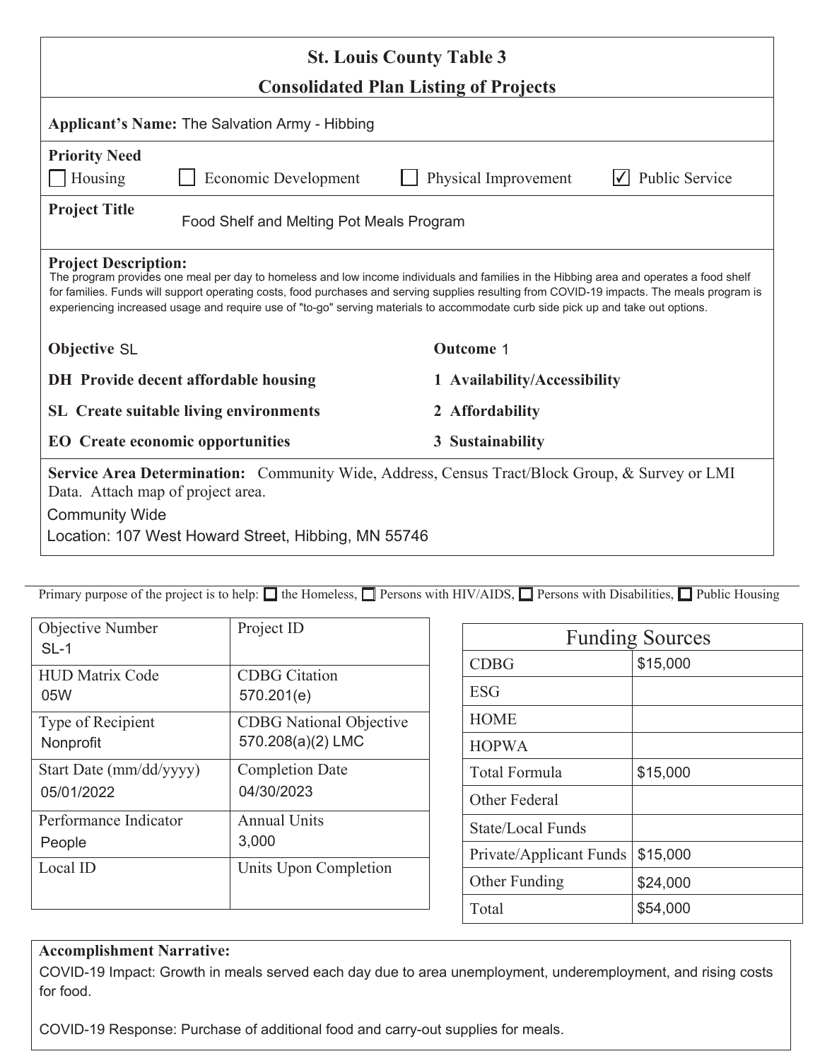# St. Louis County Table 3

## Consolidated Plan Listing of Projects

**Applicant's Name:** The Salvation Army - Hibbing

**Priority Need**

☐ Housing ☐ Economic Development ☐ Physical Improvement ☑ Public Service

**Project Title** Food Shelf and Melting Pot Meals Program

**Project Description:**
The program provides one meal per day to homeless and low income individuals and families in the Hibbing area and operates a food shelf for families. Funds will support operating costs, food purchases and serving supplies resulting from COVID-19 impacts. The meals program is experiencing increased usage and require use of "to-go" serving materials to accommodate curb side pick up and take out options.

| **Objective** SL | **Outcome** 1 |
|---|---|
| **DH Provide decent affordable housing** | **1 Availability/Accessibility** |
| **SL Create suitable living environments** | **2 Affordability** |
| **EO Create economic opportunities** | **3 Sustainability** |

**Service Area Determination:** Community Wide, Address, Census Tract/Block Group, & Survey or LMI Data. Attach map of project area.

Community Wide

Location: 107 West Howard Street, Hibbing, MN 55746

Primary purpose of the project is to help: ☐ the Homeless, ☐ Persons with HIV/AIDS, ☐ Persons with Disabilities, ☐ Public Housing

| | |
|---|---|
| Objective Number<br>SL-1 | Project ID |
| HUD Matrix Code<br>05W | CDBG Citation<br>570.201(e) |
| Type of Recipient<br>Nonprofit | CDBG National Objective<br>570.208(a)(2) LMC |
| Start Date (mm/dd/yyyy)<br>05/01/2022 | Completion Date<br>04/30/2023 |
| Performance Indicator<br>People | Annual Units<br>3,000 |
| Local ID | Units Upon Completion |

| Funding Sources | |
|---|---|
| CDBG | $15,000 |
| ESG | |
| HOME | |
| HOPWA | |
| Total Formula | $15,000 |
| Other Federal | |
| State/Local Funds | |
| Private/Applicant Funds | $15,000 |
| Other Funding | $24,000 |
| Total | $54,000 |

**Accomplishment Narrative:**

COVID-19 Impact: Growth in meals served each day due to area unemployment, underemployment, and rising costs for food.

COVID-19 Response: Purchase of additional food and carry-out supplies for meals.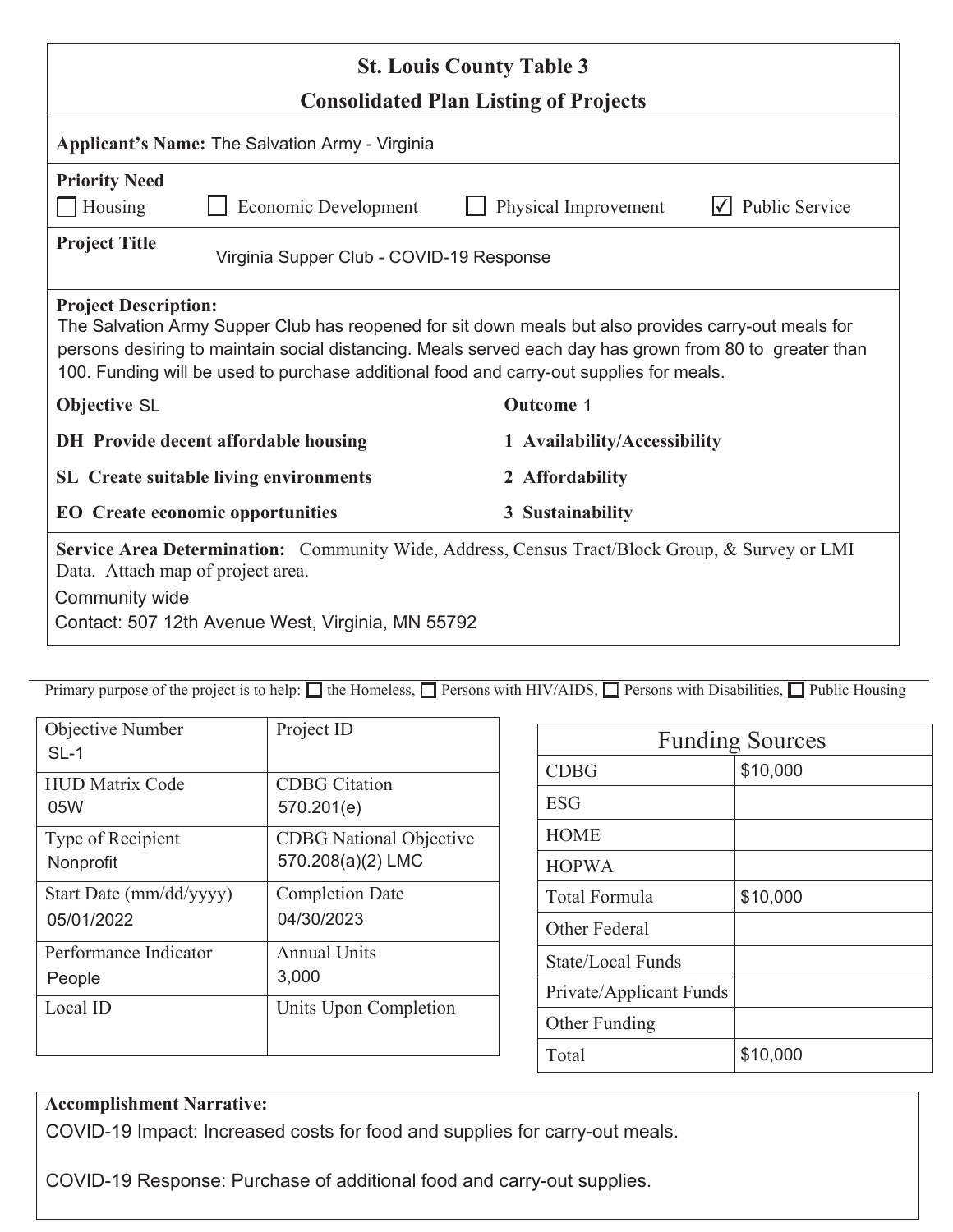# St. Louis County Table 3

## Consolidated Plan Listing of Projects

**Applicant's Name:** The Salvation Army - Virginia

**Priority Need**

☐ Housing ☐ Economic Development ☐ Physical Improvement ☑ Public Service

**Project Title** Virginia Supper Club - COVID-19 Response

**Project Description:**
The Salvation Army Supper Club has reopened for sit down meals but also provides carry-out meals for persons desiring to maintain social distancing. Meals served each day has grown from 80 to greater than 100. Funding will be used to purchase additional food and carry-out supplies for meals.

| **Objective** SL | **Outcome** 1 |
|---|---|
| **DH Provide decent affordable housing** | **1 Availability/Accessibility** |
| **SL Create suitable living environments** | **2 Affordability** |
| **EO Create economic opportunities** | **3 Sustainability** |

**Service Area Determination:** Community Wide, Address, Census Tract/Block Group, & Survey or LMI Data. Attach map of project area.

Community wide

Contact: 507 12th Avenue West, Virginia, MN 55792

Primary purpose of the project is to help: ☐ the Homeless, ☐ Persons with HIV/AIDS, ☐ Persons with Disabilities, ☐ Public Housing

| | |
|---|---|
| Objective Number<br>SL-1 | Project ID |
| HUD Matrix Code<br>05W | CDBG Citation<br>570.201(e) |
| Type of Recipient<br>Nonprofit | CDBG National Objective<br>570.208(a)(2) LMC |
| Start Date (mm/dd/yyyy)<br>05/01/2022 | Completion Date<br>04/30/2023 |
| Performance Indicator<br>People | Annual Units<br>3,000 |
| Local ID | Units Upon Completion |

| Funding Sources | |
|---|---|
| CDBG | $10,000 |
| ESG | |
| HOME | |
| HOPWA | |
| Total Formula | $10,000 |
| Other Federal | |
| State/Local Funds | |
| Private/Applicant Funds | |
| Other Funding | |
| Total | $10,000 |

**Accomplishment Narrative:**

COVID-19 Impact: Increased costs for food and supplies for carry-out meals.

COVID-19 Response: Purchase of additional food and carry-out supplies.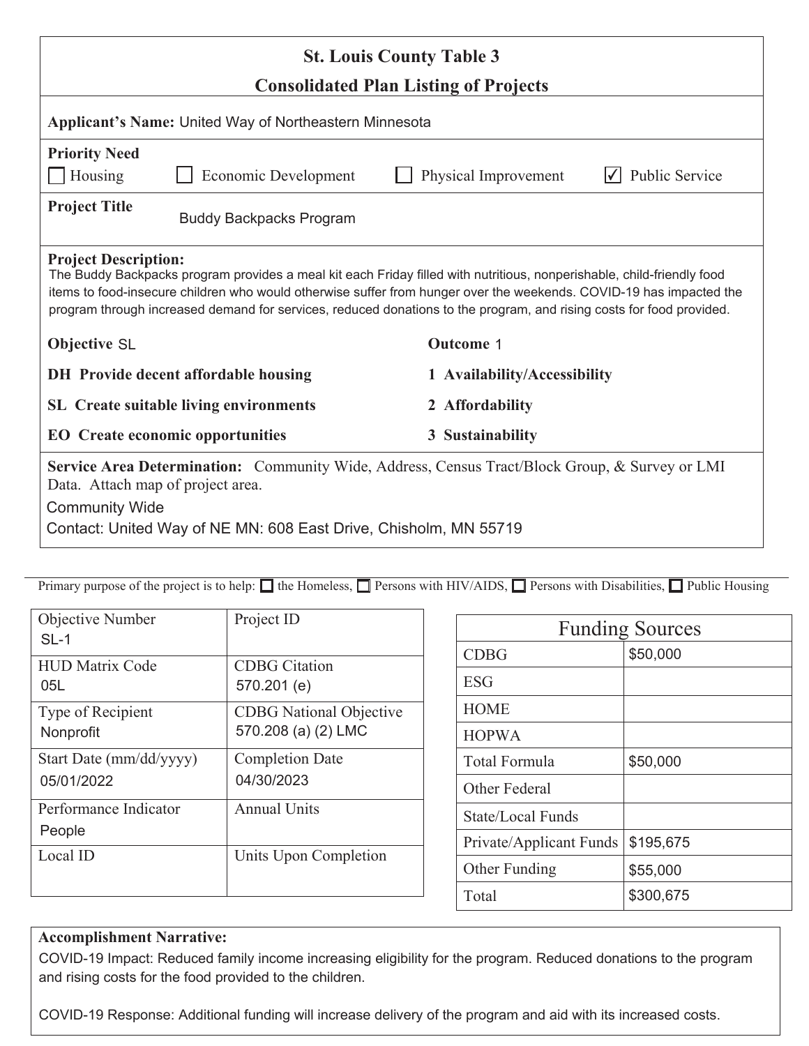# St. Louis County Table 3

## Consolidated Plan Listing of Projects

**Applicant's Name:** United Way of Northeastern Minnesota

**Priority Need**

- [ ] Housing
- [ ] Economic Development
- [ ] Physical Improvement
- [x] Public Service

**Project Title** Buddy Backpacks Program

**Project Description:**
The Buddy Backpacks program provides a meal kit each Friday filled with nutritious, nonperishable, child-friendly food items to food-insecure children who would otherwise suffer from hunger over the weekends. COVID-19 has impacted the program through increased demand for services, reduced donations to the program, and rising costs for food provided.

| **Objective** SL | **Outcome** 1 |
|---|---|
| **DH Provide decent affordable housing** | **1 Availability/Accessibility** |
| **SL Create suitable living environments** | **2 Affordability** |
| **EO Create economic opportunities** | **3 Sustainability** |

**Service Area Determination:** Community Wide, Address, Census Tract/Block Group, & Survey or LMI Data. Attach map of project area.

Community Wide

Contact: United Way of NE MN: 608 East Drive, Chisholm, MN 55719

Primary purpose of the project is to help: ☐ the Homeless, ☐ Persons with HIV/AIDS, ☐ Persons with Disabilities, ☐ Public Housing

| Objective Number | Project ID |
|---|---|
| SL-1 | |
| **HUD Matrix Code** | **CDBG Citation** |
| 05L | 570.201 (e) |
| **Type of Recipient** | **CDBG National Objective** |
| Nonprofit | 570.208 (a) (2) LMC |
| **Start Date (mm/dd/yyyy)** | **Completion Date** |
| 05/01/2022 | 04/30/2023 |
| **Performance Indicator** | **Annual Units** |
| People | |
| **Local ID** | **Units Upon Completion** |
| | |

| Funding Sources | |
|---|---|
| CDBG | $50,000 |
| ESG | |
| HOME | |
| HOPWA | |
| Total Formula | $50,000 |
| Other Federal | |
| State/Local Funds | |
| Private/Applicant Funds | $195,675 |
| Other Funding | $55,000 |
| Total | $300,675 |

**Accomplishment Narrative:**

COVID-19 Impact: Reduced family income increasing eligibility for the program. Reduced donations to the program and rising costs for the food provided to the children.

COVID-19 Response: Additional funding will increase delivery of the program and aid with its increased costs.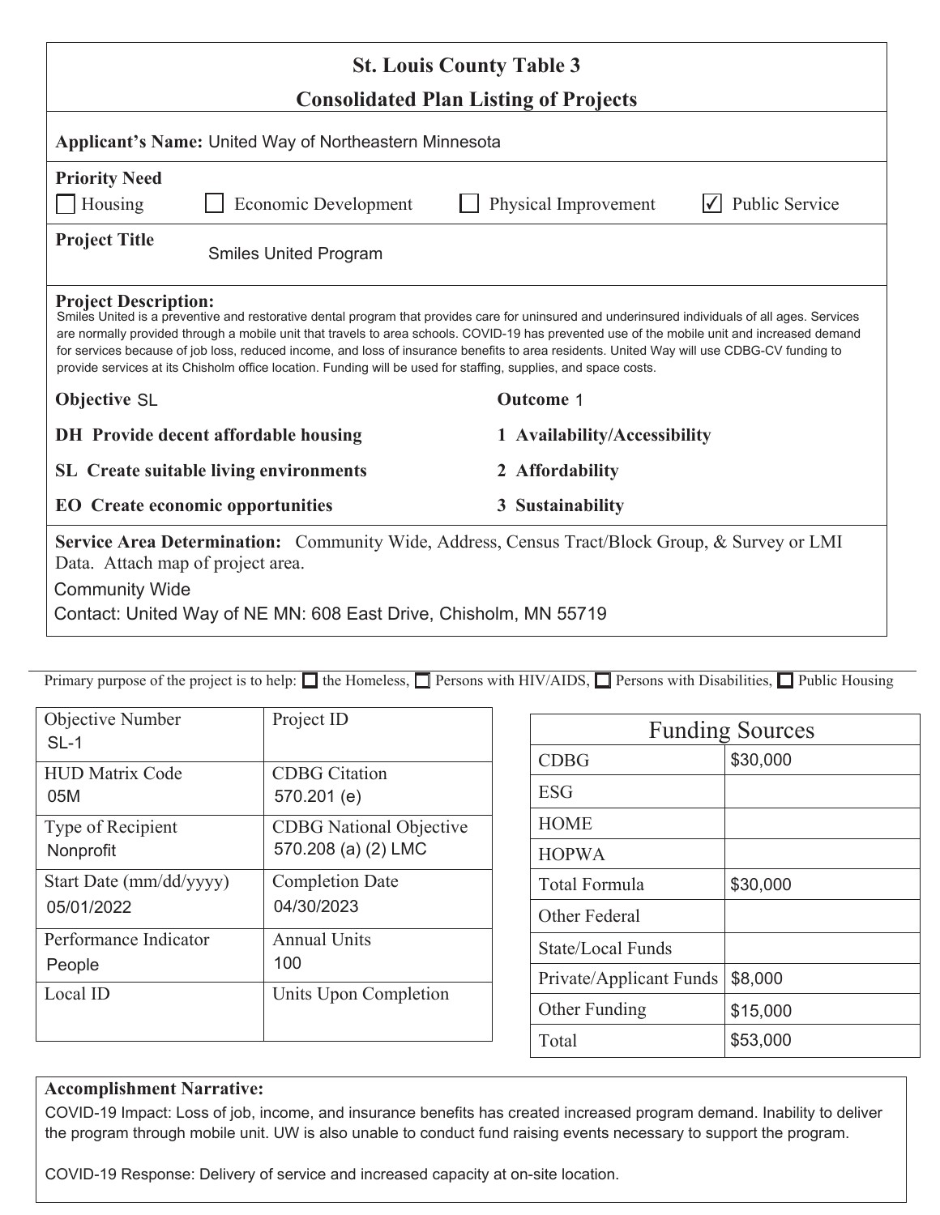# St. Louis County Table 3
## Consolidated Plan Listing of Projects

**Applicant's Name:** United Way of Northeastern Minnesota

**Priority Need**

☐ Housing ☐ Economic Development ☐ Physical Improvement ☑ Public Service

**Project Title** Smiles United Program

**Project Description:**
Smiles United is a preventive and restorative dental program that provides care for uninsured and underinsured individuals of all ages. Services are normally provided through a mobile unit that travels to area schools. COVID-19 has prevented use of the mobile unit and increased demand for services because of job loss, reduced income, and loss of insurance benefits to area residents. United Way will use CDBG-CV funding to provide services at its Chisholm office location. Funding will be used for staffing, supplies, and space costs.

| **Objective** SL | **Outcome** 1 |
|---|---|
| **DH Provide decent affordable housing** | **1 Availability/Accessibility** |
| **SL Create suitable living environments** | **2 Affordability** |
| **EO Create economic opportunities** | **3 Sustainability** |

**Service Area Determination:** Community Wide, Address, Census Tract/Block Group, & Survey or LMI Data. Attach map of project area.

Community Wide

Contact: United Way of NE MN: 608 East Drive, Chisholm, MN 55719

Primary purpose of the project is to help: ☐ the Homeless, ☐ Persons with HIV/AIDS, ☐ Persons with Disabilities, ☐ Public Housing

| Objective Number | Project ID |
|---|---|
| SL-1 | |
| **HUD Matrix Code** | **CDBG Citation** |
| 05M | 570.201 (e) |
| **Type of Recipient** | **CDBG National Objective** |
| Nonprofit | 570.208 (a) (2) LMC |
| **Start Date (mm/dd/yyyy)** | **Completion Date** |
| 05/01/2022 | 04/30/2023 |
| **Performance Indicator** | **Annual Units** |
| People | 100 |
| **Local ID** | **Units Upon Completion** |
| | |

| Funding Sources | |
|---|---|
| CDBG | $30,000 |
| ESG | |
| HOME | |
| HOPWA | |
| Total Formula | $30,000 |
| Other Federal | |
| State/Local Funds | |
| Private/Applicant Funds | $8,000 |
| Other Funding | $15,000 |
| Total | $53,000 |

**Accomplishment Narrative:**

COVID-19 Impact: Loss of job, income, and insurance benefits has created increased program demand. Inability to deliver the program through mobile unit. UW is also unable to conduct fund raising events necessary to support the program.

COVID-19 Response: Delivery of service and increased capacity at on-site location.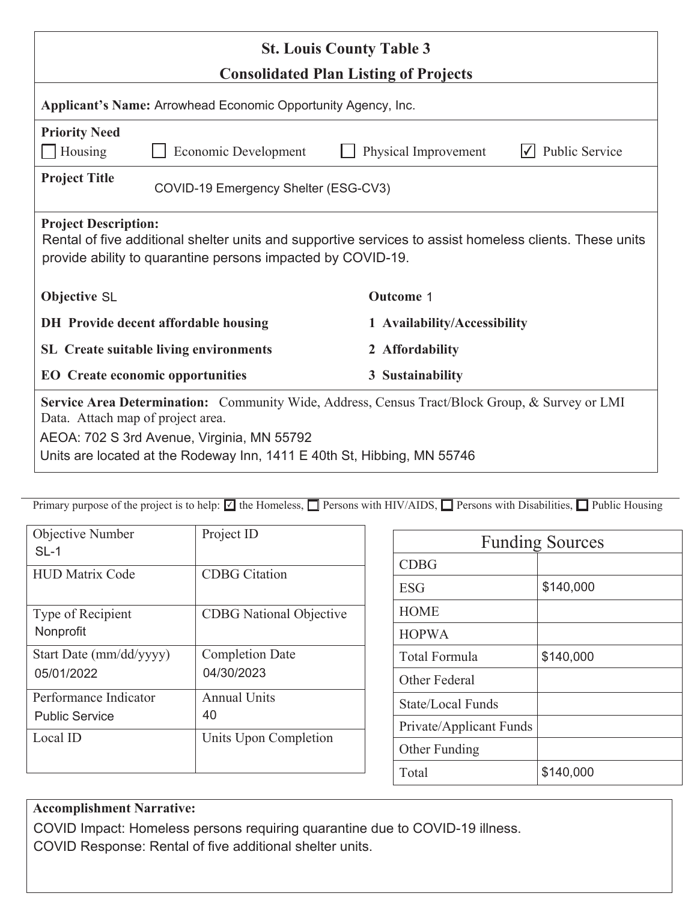# St. Louis County Table 3

## Consolidated Plan Listing of Projects

**Applicant's Name:** Arrowhead Economic Opportunity Agency, Inc.

**Priority Need**

- [ ] Housing
- [ ] Economic Development
- [ ] Physical Improvement
- [x] Public Service

**Project Title** COVID-19 Emergency Shelter (ESG-CV3)

**Project Description:**
Rental of five additional shelter units and supportive services to assist homeless clients. These units provide ability to quarantine persons impacted by COVID-19.

| **Objective** SL | **Outcome** 1 |
|---|---|
| **DH Provide decent affordable housing** | **1 Availability/Accessibility** |
| **SL Create suitable living environments** | **2 Affordability** |
| **EO Create economic opportunities** | **3 Sustainability** |

**Service Area Determination:** Community Wide, Address, Census Tract/Block Group, & Survey or LMI Data. Attach map of project area.

AEOA: 702 S 3rd Avenue, Virginia, MN 55792

Units are located at the Rodeway Inn, 1411 E 40th St, Hibbing, MN 55746

Primary purpose of the project is to help: [x] the Homeless, [ ] Persons with HIV/AIDS, [ ] Persons with Disabilities, [ ] Public Housing

| | |
|---|---|
| Objective Number<br>SL-1 | Project ID |
| HUD Matrix Code | CDBG Citation |
| Type of Recipient<br>Nonprofit | CDBG National Objective |
| Start Date (mm/dd/yyyy)<br>05/01/2022 | Completion Date<br>04/30/2023 |
| Performance Indicator<br>Public Service | Annual Units<br>40 |
| Local ID | Units Upon Completion |

| Funding Sources | |
|---|---|
| CDBG | |
| ESG | $140,000 |
| HOME | |
| HOPWA | |
| Total Formula | $140,000 |
| Other Federal | |
| State/Local Funds | |
| Private/Applicant Funds | |
| Other Funding | |
| Total | $140,000 |

**Accomplishment Narrative:**

COVID Impact: Homeless persons requiring quarantine due to COVID-19 illness.

COVID Response: Rental of five additional shelter units.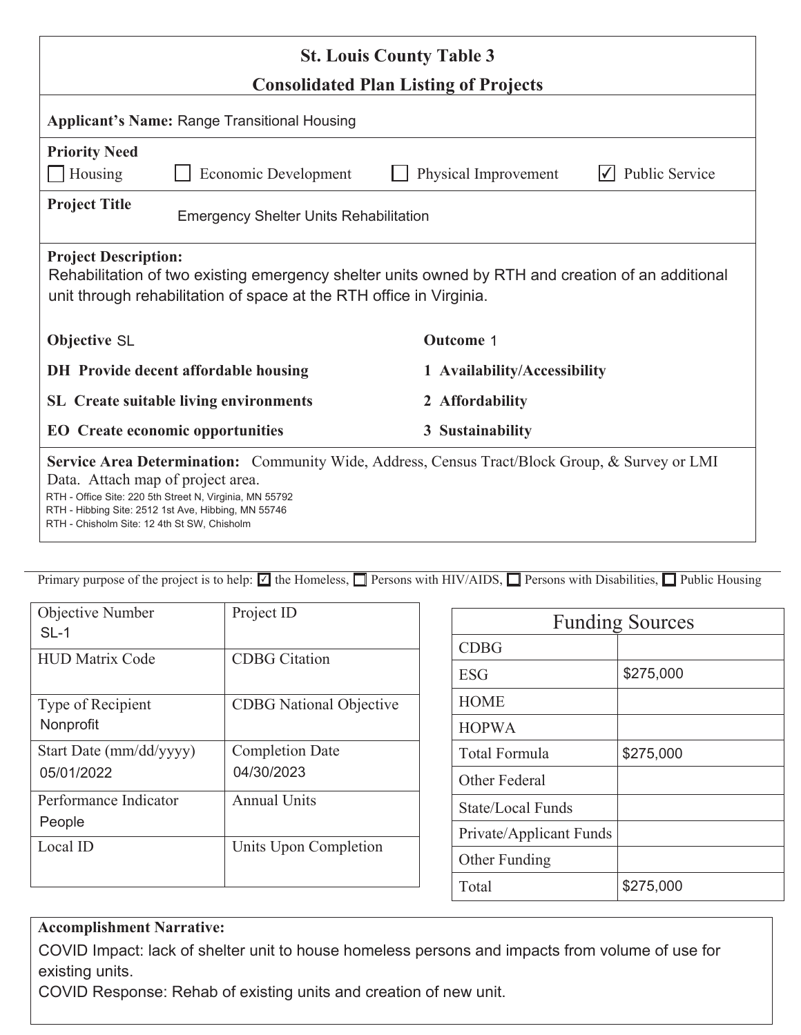# St. Louis County Table 3

## Consolidated Plan Listing of Projects

**Applicant's Name:** Range Transitional Housing

**Priority Need**

☐ Housing ☐ Economic Development ☐ Physical Improvement ☑ Public Service

**Project Title** Emergency Shelter Units Rehabilitation

**Project Description:**
Rehabilitation of two existing emergency shelter units owned by RTH and creation of an additional unit through rehabilitation of space at the RTH office in Virginia.

| | |
|---|---|
| **Objective** SL | **Outcome** 1 |
| **DH Provide decent affordable housing** | **1 Availability/Accessibility** |
| **SL Create suitable living environments** | **2 Affordability** |
| **EO Create economic opportunities** | **3 Sustainability** |

**Service Area Determination:** Community Wide, Address, Census Tract/Block Group, & Survey or LMI Data. Attach map of project area.

RTH - Office Site: 220 5th Street N, Virginia, MN 55792
RTH - Hibbing Site: 2512 1st Ave, Hibbing, MN 55746
RTH - Chisholm Site: 12 4th St SW, Chisholm

Primary purpose of the project is to help: ☑ the Homeless, ☐ Persons with HIV/AIDS, ☐ Persons with Disabilities, ☐ Public Housing

| | |
|---|---|
| Objective Number SL-1 | Project ID |
| HUD Matrix Code | CDBG Citation |
| Type of Recipient Nonprofit | CDBG National Objective |
| Start Date (mm/dd/yyyy) 05/01/2022 | Completion Date 04/30/2023 |
| Performance Indicator People | Annual Units |
| Local ID | Units Upon Completion |

| Funding Sources | |
|---|---|
| CDBG | |
| ESG | $275,000 |
| HOME | |
| HOPWA | |
| Total Formula | $275,000 |
| Other Federal | |
| State/Local Funds | |
| Private/Applicant Funds | |
| Other Funding | |
| Total | $275,000 |

**Accomplishment Narrative:**
COVID Impact: lack of shelter unit to house homeless persons and impacts from volume of use for existing units.
COVID Response: Rehab of existing units and creation of new unit.